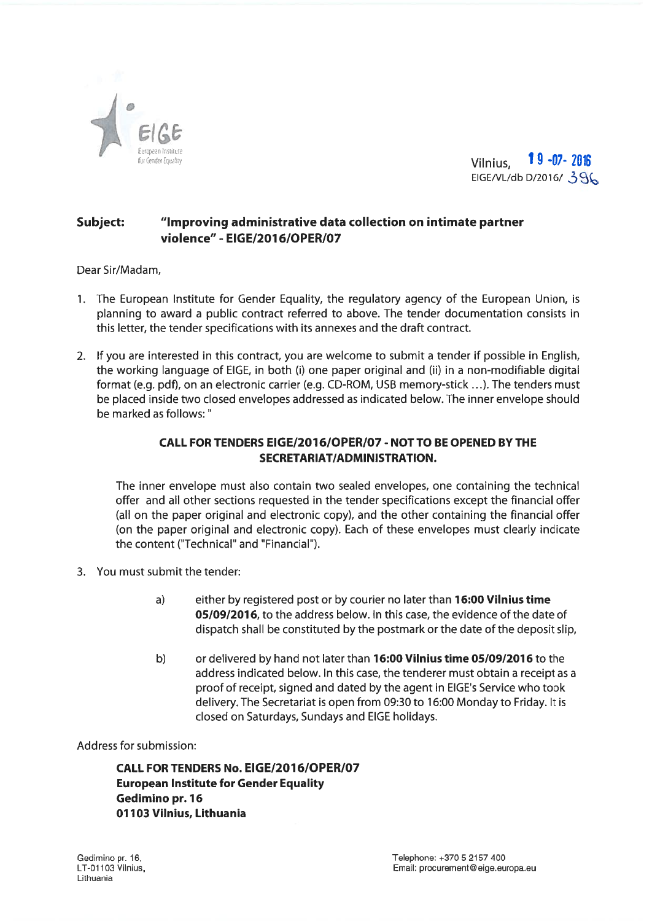EIGE
European Institute for Gender Equality

Vilnius, 19 -07- 2016
EIGE/VL/db D/2016/ 396

**Subject: "Improving administrative data collection on intimate partner violence" - EIGE/2016/OPER/07**

Dear Sir/Madam,

1. The European Institute for Gender Equality, the regulatory agency of the European Union, is planning to award a public contract referred to above. The tender documentation consists in this letter, the tender specifications with its annexes and the draft contract.

2. If you are interested in this contract, you are welcome to submit a tender if possible in English, the working language of EIGE, in both (i) one paper original and (ii) in a non-modifiable digital format (e.g. pdf), on an electronic carrier (e.g. CD-ROM, USB memory-stick ...). The tenders must be placed inside two closed envelopes addressed as indicated below. The inner envelope should be marked as follows: "

   **CALL FOR TENDERS EIGE/2016/OPER/07 - NOT TO BE OPENED BY THE SECRETARIAT/ADMINISTRATION.**

   The inner envelope must also contain two sealed envelopes, one containing the technical offer and all other sections requested in the tender specifications except the financial offer (all on the paper original and electronic copy), and the other containing the financial offer (on the paper original and electronic copy). Each of these envelopes must clearly indicate the content ("Technical" and "Financial").

3. You must submit the tender:

   a) either by registered post or by courier no later than **16:00 Vilnius time 05/09/2016**, to the address below. In this case, the evidence of the date of dispatch shall be constituted by the postmark or the date of the deposit slip,

   b) or delivered by hand not later than **16:00 Vilnius time 05/09/2016** to the address indicated below. In this case, the tenderer must obtain a receipt as a proof of receipt, signed and dated by the agent in EIGE's Service who took delivery. The Secretariat is open from 09:30 to 16:00 Monday to Friday. It is closed on Saturdays, Sundays and EIGE holidays.

Address for submission:

**CALL FOR TENDERS No. EIGE/2016/OPER/07**
**European Institute for Gender Equality**
**Gedimino pr. 16**
**01103 Vilnius, Lithuania**

Gedimino pr. 16,
LT-01103 Vilnius,
Lithuania

Telephone: +370 5 2157 400
Email: procurement@eige.europa.eu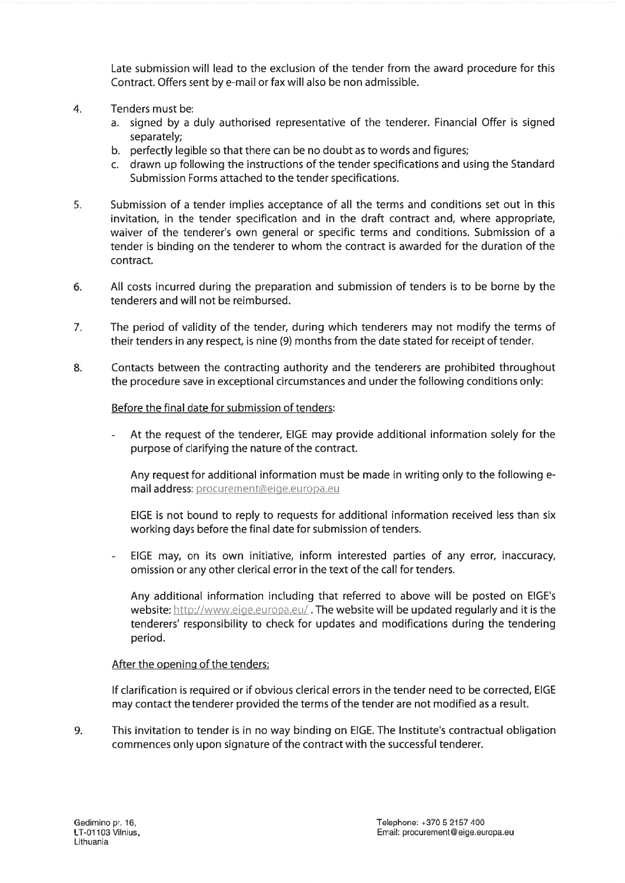Late submission will lead to the exclusion of the tender from the award procedure for this Contract. Offers sent by e-mail or fax will also be non admissible.

4. Tenders must be:
   a. signed by a duly authorised representative of the tenderer. Financial Offer is signed separately;
   b. perfectly legible so that there can be no doubt as to words and figures;
   c. drawn up following the instructions of the tender specifications and using the Standard Submission Forms attached to the tender specifications.

5. Submission of a tender implies acceptance of all the terms and conditions set out in this invitation, in the tender specification and in the draft contract and, where appropriate, waiver of the tenderer's own general or specific terms and conditions. Submission of a tender is binding on the tenderer to whom the contract is awarded for the duration of the contract.

6. All costs incurred during the preparation and submission of tenders is to be borne by the tenderers and will not be reimbursed.

7. The period of validity of the tender, during which tenderers may not modify the terms of their tenders in any respect, is nine (9) months from the date stated for receipt of tender.

8. Contacts between the contracting authority and the tenderers are prohibited throughout the procedure save in exceptional circumstances and under the following conditions only:

   Before the final date for submission of tenders:

   - At the request of the tenderer, EIGE may provide additional information solely for the purpose of clarifying the nature of the contract.

     Any request for additional information must be made in writing only to the following e-mail address: procurement@eige.europa.eu

     EIGE is not bound to reply to requests for additional information received less than six working days before the final date for submission of tenders.

   - EIGE may, on its own initiative, inform interested parties of any error, inaccuracy, omission or any other clerical error in the text of the call for tenders.

     Any additional information including that referred to above will be posted on EIGE's website: http://www.eige.europa.eu/ . The website will be updated regularly and it is the tenderers' responsibility to check for updates and modifications during the tendering period.

   After the opening of the tenders:

   If clarification is required or if obvious clerical errors in the tender need to be corrected, EIGE may contact the tenderer provided the terms of the tender are not modified as a result.

9. This invitation to tender is in no way binding on EIGE. The Institute's contractual obligation commences only upon signature of the contract with the successful tenderer.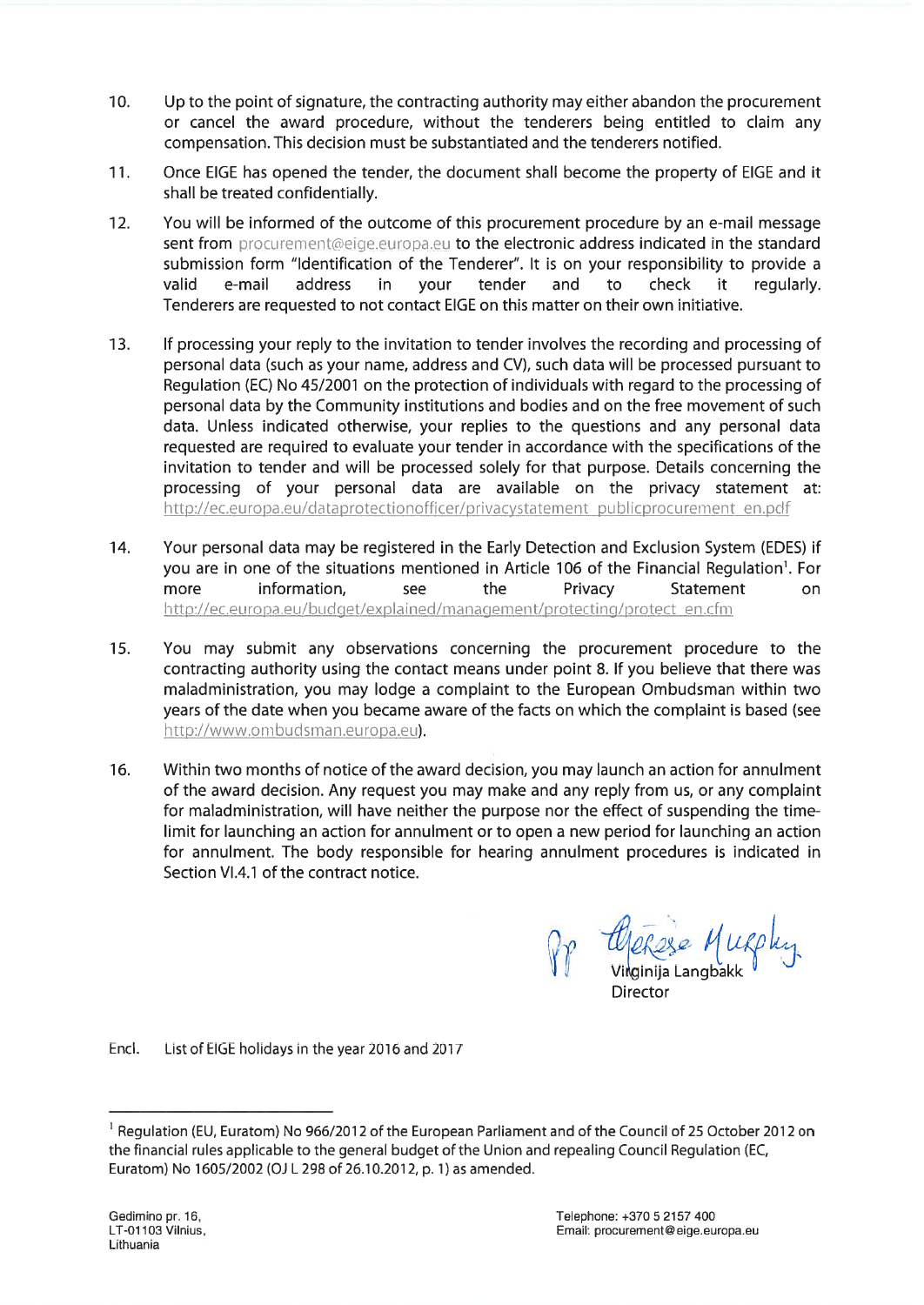10. Up to the point of signature, the contracting authority may either abandon the procurement or cancel the award procedure, without the tenderers being entitled to claim any compensation. This decision must be substantiated and the tenderers notified.

11. Once EIGE has opened the tender, the document shall become the property of EIGE and it shall be treated confidentially.

12. You will be informed of the outcome of this procurement procedure by an e-mail message sent from procurement@eige.europa.eu to the electronic address indicated in the standard submission form "Identification of the Tenderer". It is on your responsibility to provide a valid e-mail address in your tender and to check it regularly. Tenderers are requested to not contact EIGE on this matter on their own initiative.

13. If processing your reply to the invitation to tender involves the recording and processing of personal data (such as your name, address and CV), such data will be processed pursuant to Regulation (EC) No 45/2001 on the protection of individuals with regard to the processing of personal data by the Community institutions and bodies and on the free movement of such data. Unless indicated otherwise, your replies to the questions and any personal data requested are required to evaluate your tender in accordance with the specifications of the invitation to tender and will be processed solely for that purpose. Details concerning the processing of your personal data are available on the privacy statement at: http://ec.europa.eu/dataprotectionofficer/privacystatement_publicprocurement_en.pdf

14. Your personal data may be registered in the Early Detection and Exclusion System (EDES) if you are in one of the situations mentioned in Article 106 of the Financial Regulation[1]. For more information, see the Privacy Statement on http://ec.europa.eu/budget/explained/management/protecting/protect_en.cfm

15. You may submit any observations concerning the procurement procedure to the contracting authority using the contact means under point 8. If you believe that there was maladministration, you may lodge a complaint to the European Ombudsman within two years of the date when you became aware of the facts on which the complaint is based (see http://www.ombudsman.europa.eu).

16. Within two months of notice of the award decision, you may launch an action for annulment of the award decision. Any request you may make and any reply from us, or any complaint for maladministration, will have neither the purpose nor the effect of suspending the time-limit for launching an action for annulment or to open a new period for launching an action for annulment. The body responsible for hearing annulment procedures is indicated in Section VI.4.1 of the contract notice.

Pp Therese Murphy
Virginija Langbakk
Director

Encl. List of EIGE holidays in the year 2016 and 2017

[1] Regulation (EU, Euratom) No 966/2012 of the European Parliament and of the Council of 25 October 2012 on the financial rules applicable to the general budget of the Union and repealing Council Regulation (EC, Euratom) No 1605/2002 (OJ L 298 of 26.10.2012, p. 1) as amended.

Gedimino pr. 16,
LT-01103 Vilnius,
Lithuania

Telephone: +370 5 2157 400
Email: procurement@eige.europa.eu